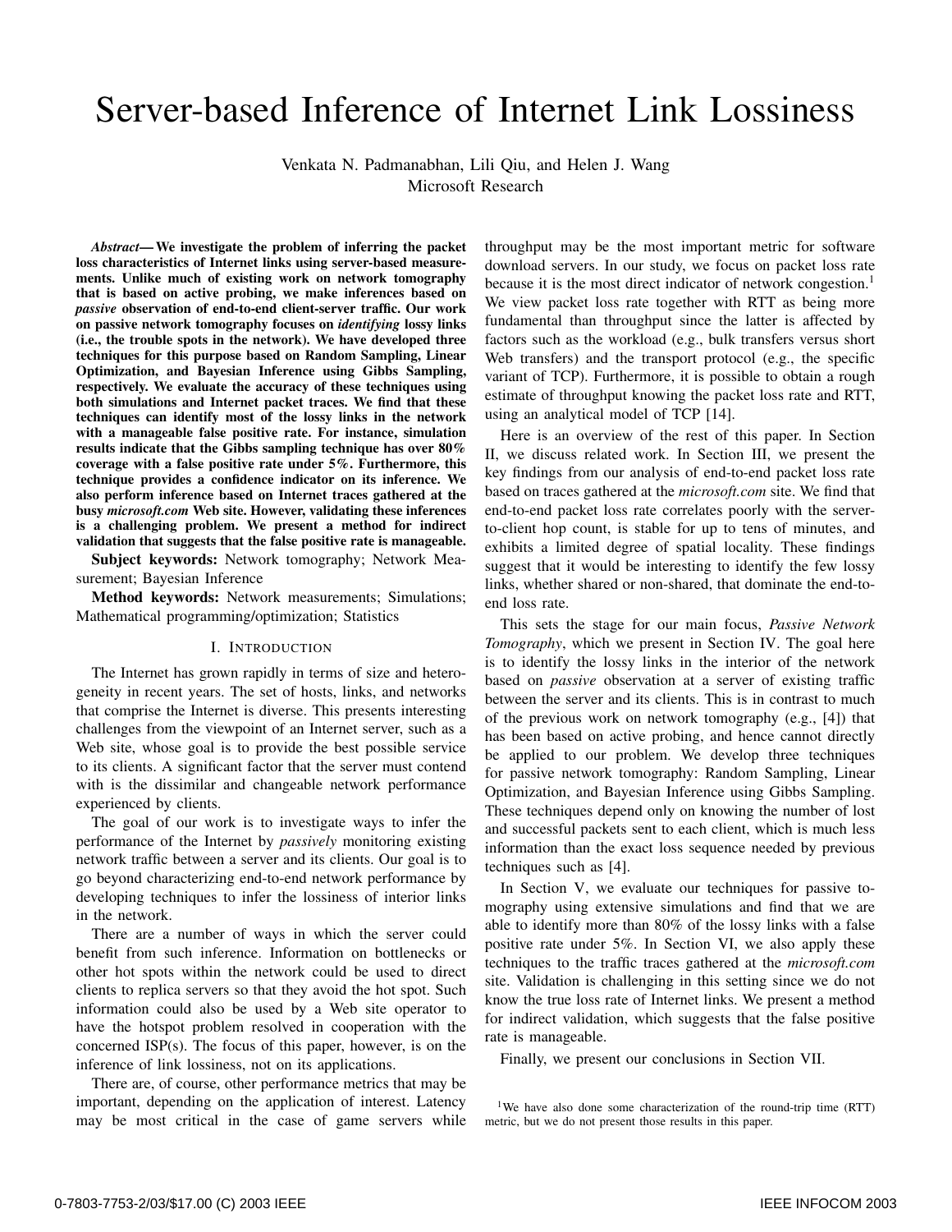# Server-based Inference of Internet Link Lossiness

Venkata N. Padmanabhan, Lili Qiu, and Helen J. Wang
Microsoft Research

***Abstract*— We investigate the problem of inferring the packet loss characteristics of Internet links using server-based measurements. Unlike much of existing work on network tomography that is based on active probing, we make inferences based on *passive* observation of end-to-end client-server traffic. Our work on passive network tomography focuses on *identifying* lossy links (i.e., the trouble spots in the network). We have developed three techniques for this purpose based on Random Sampling, Linear Optimization, and Bayesian Inference using Gibbs Sampling, respectively. We evaluate the accuracy of these techniques using both simulations and Internet packet traces. We find that these techniques can identify most of the lossy links in the network with a manageable false positive rate. For instance, simulation results indicate that the Gibbs sampling technique has over 80% coverage with a false positive rate under 5%. Furthermore, this technique provides a confidence indicator on its inference. We also perform inference based on Internet traces gathered at the busy *microsoft.com* Web site. However, validating these inferences is a challenging problem. We present a method for indirect validation that suggests that the false positive rate is manageable.**

**Subject keywords:** Network tomography; Network Measurement; Bayesian Inference

**Method keywords:** Network measurements; Simulations; Mathematical programming/optimization; Statistics

## I. Introduction

The Internet has grown rapidly in terms of size and heterogeneity in recent years. The set of hosts, links, and networks that comprise the Internet is diverse. This presents interesting challenges from the viewpoint of an Internet server, such as a Web site, whose goal is to provide the best possible service to its clients. A significant factor that the server must contend with is the dissimilar and changeable network performance experienced by clients.

The goal of our work is to investigate ways to infer the performance of the Internet by *passively* monitoring existing network traffic between a server and its clients. Our goal is to go beyond characterizing end-to-end network performance by developing techniques to infer the lossiness of interior links in the network.

There are a number of ways in which the server could benefit from such inference. Information on bottlenecks or other hot spots within the network could be used to direct clients to replica servers so that they avoid the hot spot. Such information could also be used by a Web site operator to have the hotspot problem resolved in cooperation with the concerned ISP(s). The focus of this paper, however, is on the inference of link lossiness, not on its applications.

There are, of course, other performance metrics that may be important, depending on the application of interest. Latency may be most critical in the case of game servers while throughput may be the most important metric for software download servers. In our study, we focus on packet loss rate because it is the most direct indicator of network congestion.[1] We view packet loss rate together with RTT as being more fundamental than throughput since the latter is affected by factors such as the workload (e.g., bulk transfers versus short Web transfers) and the transport protocol (e.g., the specific variant of TCP). Furthermore, it is possible to obtain a rough estimate of throughput knowing the packet loss rate and RTT, using an analytical model of TCP [14].

Here is an overview of the rest of this paper. In Section II, we discuss related work. In Section III, we present the key findings from our analysis of end-to-end packet loss rate based on traces gathered at the *microsoft.com* site. We find that end-to-end packet loss rate correlates poorly with the server-to-client hop count, is stable for up to tens of minutes, and exhibits a limited degree of spatial locality. These findings suggest that it would be interesting to identify the few lossy links, whether shared or non-shared, that dominate the end-to-end loss rate.

This sets the stage for our main focus, *Passive Network Tomography*, which we present in Section IV. The goal here is to identify the lossy links in the interior of the network based on *passive* observation at a server of existing traffic between the server and its clients. This is in contrast to much of the previous work on network tomography (e.g., [4]) that has been based on active probing, and hence cannot directly be applied to our problem. We develop three techniques for passive network tomography: Random Sampling, Linear Optimization, and Bayesian Inference using Gibbs Sampling. These techniques depend only on knowing the number of lost and successful packets sent to each client, which is much less information than the exact loss sequence needed by previous techniques such as [4].

In Section V, we evaluate our techniques for passive tomography using extensive simulations and find that we are able to identify more than 80% of the lossy links with a false positive rate under 5%. In Section VI, we also apply these techniques to the traffic traces gathered at the *microsoft.com* site. Validation is challenging in this setting since we do not know the true loss rate of Internet links. We present a method for indirect validation, which suggests that the false positive rate is manageable.

Finally, we present our conclusions in Section VII.

[1] We have also done some characterization of the round-trip time (RTT) metric, but we do not present those results in this paper.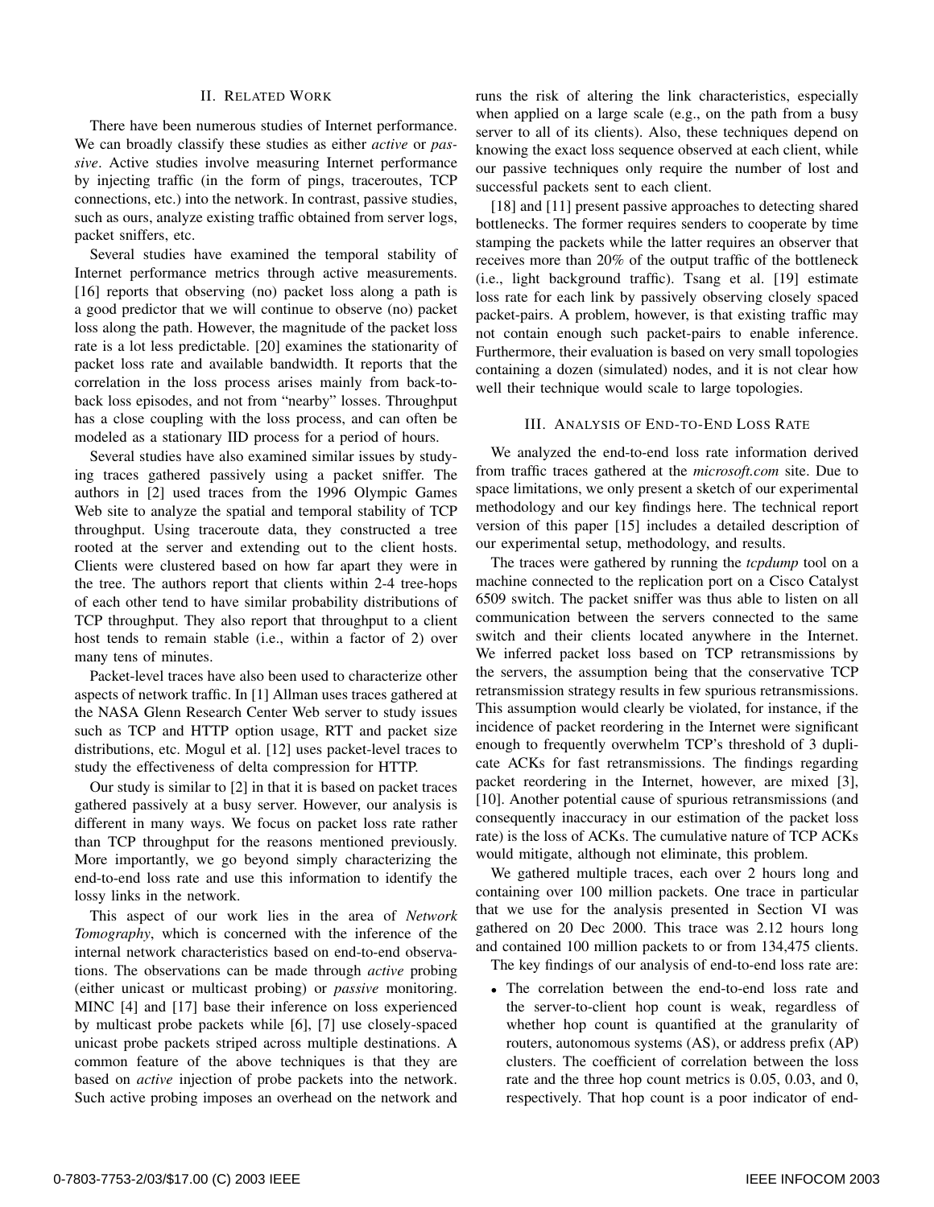## II. Related Work

There have been numerous studies of Internet performance. We can broadly classify these studies as either *active* or *passive*. Active studies involve measuring Internet performance by injecting traffic (in the form of pings, traceroutes, TCP connections, etc.) into the network. In contrast, passive studies, such as ours, analyze existing traffic obtained from server logs, packet sniffers, etc.

Several studies have examined the temporal stability of Internet performance metrics through active measurements. [16] reports that observing (no) packet loss along a path is a good predictor that we will continue to observe (no) packet loss along the path. However, the magnitude of the packet loss rate is a lot less predictable. [20] examines the stationarity of packet loss rate and available bandwidth. It reports that the correlation in the loss process arises mainly from back-to-back loss episodes, and not from "nearby" losses. Throughput has a close coupling with the loss process, and can often be modeled as a stationary IID process for a period of hours.

Several studies have also examined similar issues by studying traces gathered passively using a packet sniffer. The authors in [2] used traces from the 1996 Olympic Games Web site to analyze the spatial and temporal stability of TCP throughput. Using traceroute data, they constructed a tree rooted at the server and extending out to the client hosts. Clients were clustered based on how far apart they were in the tree. The authors report that clients within 2-4 tree-hops of each other tend to have similar probability distributions of TCP throughput. They also report that throughput to a client host tends to remain stable (i.e., within a factor of 2) over many tens of minutes.

Packet-level traces have also been used to characterize other aspects of network traffic. In [1] Allman uses traces gathered at the NASA Glenn Research Center Web server to study issues such as TCP and HTTP option usage, RTT and packet size distributions, etc. Mogul et al. [12] uses packet-level traces to study the effectiveness of delta compression for HTTP.

Our study is similar to [2] in that it is based on packet traces gathered passively at a busy server. However, our analysis is different in many ways. We focus on packet loss rate rather than TCP throughput for the reasons mentioned previously. More importantly, we go beyond simply characterizing the end-to-end loss rate and use this information to identify the lossy links in the network.

This aspect of our work lies in the area of *Network Tomography*, which is concerned with the inference of the internal network characteristics based on end-to-end observations. The observations can be made through *active* probing (either unicast or multicast probing) or *passive* monitoring. MINC [4] and [17] base their inference on loss experienced by multicast probe packets while [6], [7] use closely-spaced unicast probe packets striped across multiple destinations. A common feature of the above techniques is that they are based on *active* injection of probe packets into the network. Such active probing imposes an overhead on the network and runs the risk of altering the link characteristics, especially when applied on a large scale (e.g., on the path from a busy server to all of its clients). Also, these techniques depend on knowing the exact loss sequence observed at each client, while our passive techniques only require the number of lost and successful packets sent to each client.

[18] and [11] present passive approaches to detecting shared bottlenecks. The former requires senders to cooperate by time stamping the packets while the latter requires an observer that receives more than 20% of the output traffic of the bottleneck (i.e., light background traffic). Tsang et al. [19] estimate loss rate for each link by passively observing closely spaced packet-pairs. A problem, however, is that existing traffic may not contain enough such packet-pairs to enable inference. Furthermore, their evaluation is based on very small topologies containing a dozen (simulated) nodes, and it is not clear how well their technique would scale to large topologies.

## III. Analysis of End-to-End Loss Rate

We analyzed the end-to-end loss rate information derived from traffic traces gathered at the *microsoft.com* site. Due to space limitations, we only present a sketch of our experimental methodology and our key findings here. The technical report version of this paper [15] includes a detailed description of our experimental setup, methodology, and results.

The traces were gathered by running the *tcpdump* tool on a machine connected to the replication port on a Cisco Catalyst 6509 switch. The packet sniffer was thus able to listen on all communication between the servers connected to the same switch and their clients located anywhere in the Internet. We inferred packet loss based on TCP retransmissions by the servers, the assumption being that the conservative TCP retransmission strategy results in few spurious retransmissions. This assumption would clearly be violated, for instance, if the incidence of packet reordering in the Internet were significant enough to frequently overwhelm TCP's threshold of 3 duplicate ACKs for fast retransmissions. The findings regarding packet reordering in the Internet, however, are mixed [3], [10]. Another potential cause of spurious retransmissions (and consequently inaccuracy in our estimation of the packet loss rate) is the loss of ACKs. The cumulative nature of TCP ACKs would mitigate, although not eliminate, this problem.

We gathered multiple traces, each over 2 hours long and containing over 100 million packets. One trace in particular that we use for the analysis presented in Section VI was gathered on 20 Dec 2000. This trace was 2.12 hours long and contained 100 million packets to or from 134,475 clients.

The key findings of our analysis of end-to-end loss rate are:

- The correlation between the end-to-end loss rate and the server-to-client hop count is weak, regardless of whether hop count is quantified at the granularity of routers, autonomous systems (AS), or address prefix (AP) clusters. The coefficient of correlation between the loss rate and the three hop count metrics is 0.05, 0.03, and 0, respectively. That hop count is a poor indicator of end-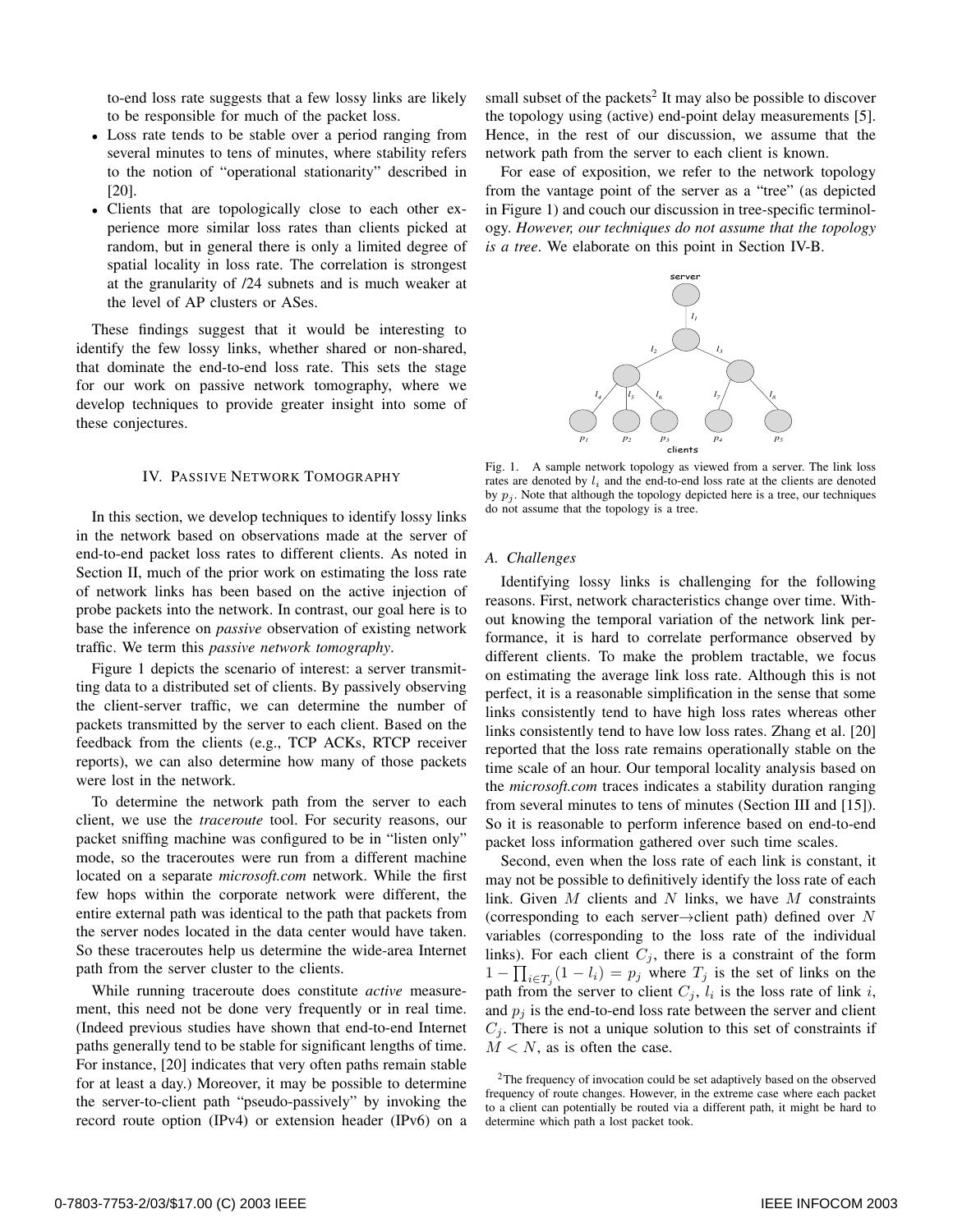to-end loss rate suggests that a few lossy links are likely to be responsible for much of the packet loss.

- Loss rate tends to be stable over a period ranging from several minutes to tens of minutes, where stability refers to the notion of "operational stationarity" described in [20].
- Clients that are topologically close to each other experience more similar loss rates than clients picked at random, but in general there is only a limited degree of spatial locality in loss rate. The correlation is strongest at the granularity of /24 subnets and is much weaker at the level of AP clusters or ASes.

These findings suggest that it would be interesting to identify the few lossy links, whether shared or non-shared, that dominate the end-to-end loss rate. This sets the stage for our work on passive network tomography, where we develop techniques to provide greater insight into some of these conjectures.

## IV. Passive Network Tomography

In this section, we develop techniques to identify lossy links in the network based on observations made at the server of end-to-end packet loss rates to different clients. As noted in Section II, much of the prior work on estimating the loss rate of network links has been based on the active injection of probe packets into the network. In contrast, our goal here is to base the inference on *passive* observation of existing network traffic. We term this *passive network tomography*.

Figure 1 depicts the scenario of interest: a server transmitting data to a distributed set of clients. By passively observing the client-server traffic, we can determine the number of packets transmitted by the server to each client. Based on the feedback from the clients (e.g., TCP ACKs, RTCP receiver reports), we can also determine how many of those packets were lost in the network.

To determine the network path from the server to each client, we use the *traceroute* tool. For security reasons, our packet sniffing machine was configured to be in "listen only" mode, so the traceroutes were run from a different machine located on a separate *microsoft.com* network. While the first few hops within the corporate network were different, the entire external path was identical to the path that packets from the server nodes located in the data center would have taken. So these traceroutes help us determine the wide-area Internet path from the server cluster to the clients.

While running traceroute does constitute *active* measurement, this need not be done very frequently or in real time. (Indeed previous studies have shown that end-to-end Internet paths generally tend to be stable for significant lengths of time. For instance, [20] indicates that very often paths remain stable for at least a day.) Moreover, it may be possible to determine the server-to-client path "pseudo-passively" by invoking the record route option (IPv4) or extension header (IPv6) on a small subset of the packets[2] It may also be possible to discover the topology using (active) end-point delay measurements [5]. Hence, in the rest of our discussion, we assume that the network path from the server to each client is known.

For ease of exposition, we refer to the network topology from the vantage point of the server as a "tree" (as depicted in Figure 1) and couch our discussion in tree-specific terminology. *However, our techniques do not assume that the topology is a tree*. We elaborate on this point in Section IV-B.

Fig. 1. A sample network topology as viewed from a server. The link loss rates are denoted by $l_i$ and the end-to-end loss rate at the clients are denoted by $p_j$. Note that although the topology depicted here is a tree, our techniques do not assume that the topology is a tree.

### A. Challenges

Identifying lossy links is challenging for the following reasons. First, network characteristics change over time. Without knowing the temporal variation of the network link performance, it is hard to correlate performance observed by different clients. To make the problem tractable, we focus on estimating the average link loss rate. Although this is not perfect, it is a reasonable simplification in the sense that some links consistently tend to have high loss rates whereas other links consistently tend to have low loss rates. Zhang et al. [20] reported that the loss rate remains operationally stable on the time scale of an hour. Our temporal locality analysis based on the *microsoft.com* traces indicates a stability duration ranging from several minutes to tens of minutes (Section III and [15]). So it is reasonable to perform inference based on end-to-end packet loss information gathered over such time scales.

Second, even when the loss rate of each link is constant, it may not be possible to definitively identify the loss rate of each link. Given $M$ clients and $N$ links, we have $M$ constraints (corresponding to each server→client path) defined over $N$ variables (corresponding to the loss rate of the individual links). For each client $C_j$, there is a constraint of the form $1 - \prod_{i \in T_j}(1 - l_i) = p_j$ where $T_j$ is the set of links on the path from the server to client $C_j$, $l_i$ is the loss rate of link $i$, and $p_j$ is the end-to-end loss rate between the server and client $C_j$. There is not a unique solution to this set of constraints if $M < N$, as is often the case.

[2]The frequency of invocation could be set adaptively based on the observed frequency of route changes. However, in the extreme case where each packet to a client can potentially be routed via a different path, it might be hard to determine which path a lost packet took.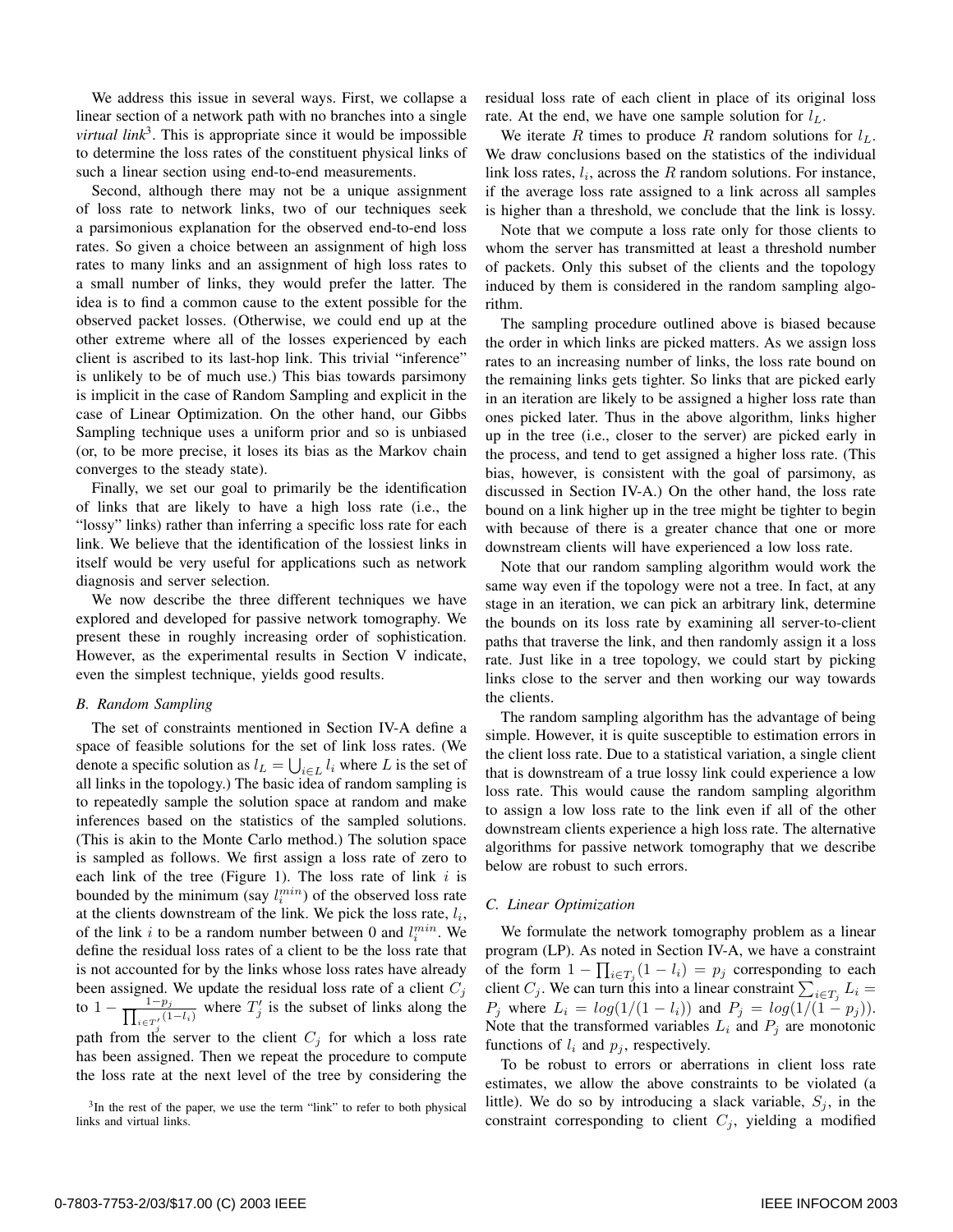We address this issue in several ways. First, we collapse a linear section of a network path with no branches into a single *virtual link*[3]. This is appropriate since it would be impossible to determine the loss rates of the constituent physical links of such a linear section using end-to-end measurements.

Second, although there may not be a unique assignment of loss rate to network links, two of our techniques seek a parsimonious explanation for the observed end-to-end loss rates. So given a choice between an assignment of high loss rates to many links and an assignment of high loss rates to a small number of links, they would prefer the latter. The idea is to find a common cause to the extent possible for the observed packet losses. (Otherwise, we could end up at the other extreme where all of the losses experienced by each client is ascribed to its last-hop link. This trivial "inference" is unlikely to be of much use.) This bias towards parsimony is implicit in the case of Random Sampling and explicit in the case of Linear Optimization. On the other hand, our Gibbs Sampling technique uses a uniform prior and so is unbiased (or, to be more precise, it loses its bias as the Markov chain converges to the steady state).

Finally, we set our goal to primarily be the identification of links that are likely to have a high loss rate (i.e., the "lossy" links) rather than inferring a specific loss rate for each link. We believe that the identification of the lossiest links in itself would be very useful for applications such as network diagnosis and server selection.

We now describe the three different techniques we have explored and developed for passive network tomography. We present these in roughly increasing order of sophistication. However, as the experimental results in Section V indicate, even the simplest technique, yields good results.

### B. Random Sampling

The set of constraints mentioned in Section IV-A define a space of feasible solutions for the set of link loss rates. (We denote a specific solution as $l_L = \bigcup_{i \in L} l_i$ where $L$ is the set of all links in the topology.) The basic idea of random sampling is to repeatedly sample the solution space at random and make inferences based on the statistics of the sampled solutions. (This is akin to the Monte Carlo method.) The solution space is sampled as follows. We first assign a loss rate of zero to each link of the tree (Figure 1). The loss rate of link $i$ is bounded by the minimum (say $l_i^{min}$) of the observed loss rate at the clients downstream of the link. We pick the loss rate, $l_i$, of the link $i$ to be a random number between 0 and $l_i^{min}$. We define the residual loss rates of a client to be the loss rate that is not accounted for by the links whose loss rates have already been assigned. We update the residual loss rate of a client $C_j$ to $1 - \frac{1-p_j}{\prod_{i \in T'_j}(1-l_i)}$ where $T'_j$ is the subset of links along the path from the server to the client $C_j$ for which a loss rate has been assigned. Then we repeat the procedure to compute the loss rate at the next level of the tree by considering the residual loss rate of each client in place of its original loss rate. At the end, we have one sample solution for $l_L$.

We iterate $R$ times to produce $R$ random solutions for $l_L$. We draw conclusions based on the statistics of the individual link loss rates, $l_i$, across the $R$ random solutions. For instance, if the average loss rate assigned to a link across all samples is higher than a threshold, we conclude that the link is lossy.

Note that we compute a loss rate only for those clients to whom the server has transmitted at least a threshold number of packets. Only this subset of the clients and the topology induced by them is considered in the random sampling algorithm.

The sampling procedure outlined above is biased because the order in which links are picked matters. As we assign loss rates to an increasing number of links, the loss rate bound on the remaining links gets tighter. So links that are picked early in an iteration are likely to be assigned a higher loss rate than ones picked later. Thus in the above algorithm, links higher up in the tree (i.e., closer to the server) are picked early in the process, and tend to get assigned a higher loss rate. (This bias, however, is consistent with the goal of parsimony, as discussed in Section IV-A.) On the other hand, the loss rate bound on a link higher up in the tree might be tighter to begin with because of there is a greater chance that one or more downstream clients will have experienced a low loss rate.

Note that our random sampling algorithm would work the same way even if the topology were not a tree. In fact, at any stage in an iteration, we can pick an arbitrary link, determine the bounds on its loss rate by examining all server-to-client paths that traverse the link, and then randomly assign it a loss rate. Just like in a tree topology, we could start by picking links close to the server and then working our way towards the clients.

The random sampling algorithm has the advantage of being simple. However, it is quite susceptible to estimation errors in the client loss rate. Due to a statistical variation, a single client that is downstream of a true lossy link could experience a low loss rate. This would cause the random sampling algorithm to assign a low loss rate to the link even if all of the other downstream clients experience a high loss rate. The alternative algorithms for passive network tomography that we describe below are robust to such errors.

### C. Linear Optimization

We formulate the network tomography problem as a linear program (LP). As noted in Section IV-A, we have a constraint of the form $1 - \prod_{i \in T_j}(1 - l_i) = p_j$ corresponding to each client $C_j$. We can turn this into a linear constraint $\sum_{i \in T_j} L_i = P_j$ where $L_i = log(1/(1 - l_i))$ and $P_j = log(1/(1 - p_j))$. Note that the transformed variables $L_i$ and $P_j$ are monotonic functions of $l_i$ and $p_j$, respectively.

To be robust to errors or aberrations in client loss rate estimates, we allow the above constraints to be violated (a little). We do so by introducing a slack variable, $S_j$, in the constraint corresponding to client $C_j$, yielding a modified

[3] In the rest of the paper, we use the term "link" to refer to both physical links and virtual links.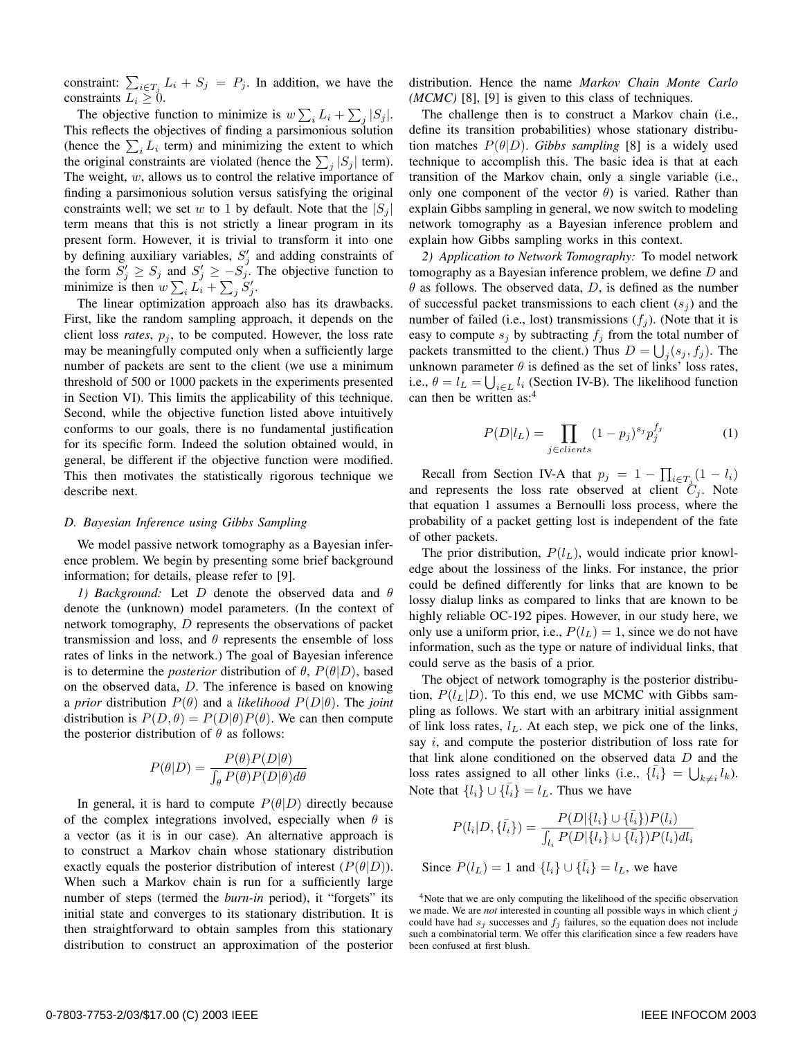constraint: $\sum_{i \in T_j} L_i + S_j = P_j$. In addition, we have the constraints $L_i \geq 0$.

The objective function to minimize is $w \sum_i L_i + \sum_j |S_j|$. This reflects the objectives of finding a parsimonious solution (hence the $\sum_i L_i$ term) and minimizing the extent to which the original constraints are violated (hence the $\sum_j |S_j|$ term). The weight, $w$, allows us to control the relative importance of finding a parsimonious solution versus satisfying the original constraints well; we set $w$ to 1 by default. Note that the $|S_j|$ term means that this is not strictly a linear program in its present form. However, it is trivial to transform it into one by defining auxiliary variables, $S'_j$ and adding constraints of the form $S'_j \geq S_j$ and $S'_j \geq -S_j$. The objective function to minimize is then $w \sum_i L_i + \sum_j S'_j$.

The linear optimization approach also has its drawbacks. First, like the random sampling approach, it depends on the client loss *rates*, $p_j$, to be computed. However, the loss rate may be meaningfully computed only when a sufficiently large number of packets are sent to the client (we use a minimum threshold of 500 or 1000 packets in the experiments presented in Section VI). This limits the applicability of this technique. Second, while the objective function listed above intuitively conforms to our goals, there is no fundamental justification for its specific form. Indeed the solution obtained would, in general, be different if the objective function were modified. This then motivates the statistically rigorous technique we describe next.

### *D. Bayesian Inference using Gibbs Sampling*

We model passive network tomography as a Bayesian inference problem. We begin by presenting some brief background information; for details, please refer to [9].

*1) Background:* Let $D$ denote the observed data and $\theta$ denote the (unknown) model parameters. (In the context of network tomography, $D$ represents the observations of packet transmission and loss, and $\theta$ represents the ensemble of loss rates of links in the network.) The goal of Bayesian inference is to determine the *posterior* distribution of $\theta$, $P(\theta|D)$, based on the observed data, $D$. The inference is based on knowing a *prior* distribution $P(\theta)$ and a *likelihood* $P(D|\theta)$. The *joint* distribution is $P(D, \theta) = P(D|\theta)P(\theta)$. We can then compute the posterior distribution of $\theta$ as follows:

$$P(\theta|D) = \frac{P(\theta)P(D|\theta)}{\int_\theta P(\theta)P(D|\theta)d\theta}$$

In general, it is hard to compute $P(\theta|D)$ directly because of the complex integrations involved, especially when $\theta$ is a vector (as it is in our case). An alternative approach is to construct a Markov chain whose stationary distribution exactly equals the posterior distribution of interest ($P(\theta|D)$). When such a Markov chain is run for a sufficiently large number of steps (termed the *burn-in* period), it "forgets" its initial state and converges to its stationary distribution. It is then straightforward to obtain samples from this stationary distribution to construct an approximation of the posterior distribution. Hence the name *Markov Chain Monte Carlo (MCMC)* [8], [9] is given to this class of techniques.

The challenge then is to construct a Markov chain (i.e., define its transition probabilities) whose stationary distribution matches $P(\theta|D)$. *Gibbs sampling* [8] is a widely used technique to accomplish this. The basic idea is that at each transition of the Markov chain, only a single variable (i.e., only one component of the vector $\theta$) is varied. Rather than explain Gibbs sampling in general, we now switch to modeling network tomography as a Bayesian inference problem and explain how Gibbs sampling works in this context.

*2) Application to Network Tomography:* To model network tomography as a Bayesian inference problem, we define $D$ and $\theta$ as follows. The observed data, $D$, is defined as the number of successful packet transmissions to each client ($s_j$) and the number of failed (i.e., lost) transmissions ($f_j$). (Note that it is easy to compute $s_j$ by subtracting $f_j$ from the total number of packets transmitted to the client.) Thus $D = \bigcup_j (s_j, f_j)$. The unknown parameter $\theta$ is defined as the set of links' loss rates, i.e., $\theta = l_L = \bigcup_{i \in L} l_i$ (Section IV-B). The likelihood function can then be written as:[4]

$$P(D|l_L) = \prod_{j \in clients} (1 - p_j)^{s_j} p_j^{f_j} \tag{1}$$

Recall from Section IV-A that $p_j = 1 - \prod_{i \in T_j}(1 - l_i)$ and represents the loss rate observed at client $C_j$. Note that equation 1 assumes a Bernoulli loss process, where the probability of a packet getting lost is independent of the fate of other packets.

The prior distribution, $P(l_L)$, would indicate prior knowledge about the lossiness of the links. For instance, the prior could be defined differently for links that are known to be lossy dialup links as compared to links that are known to be highly reliable OC-192 pipes. However, in our study here, we only use a uniform prior, i.e., $P(l_L) = 1$, since we do not have information, such as the type or nature of individual links, that could serve as the basis of a prior.

The object of network tomography is the posterior distribution, $P(l_L|D)$. To this end, we use MCMC with Gibbs sampling as follows. We start with an arbitrary initial assignment of link loss rates, $l_L$. At each step, we pick one of the links, say $i$, and compute the posterior distribution of loss rate for that link alone conditioned on the observed data $D$ and the loss rates assigned to all other links (i.e., $\{\bar{l_i}\} = \bigcup_{k \neq i} l_k$). Note that $\{l_i\} \cup \{\bar{l_i}\} = l_L$. Thus we have

$$P(l_i|D, \{\bar{l_i}\}) = \frac{P(D|\{l_i\} \cup \{\bar{l_i}\})P(l_i)}{\int_{l_i} P(D|\{l_i\} \cup \{\bar{l_i}\})P(l_i)dl_i}$$

Since $P(l_L) = 1$ and $\{l_i\} \cup \{\bar{l_i}\} = l_L$, we have

[4] Note that we are only computing the likelihood of the specific observation we made. We are *not* interested in counting all possible ways in which client $j$ could have had $s_j$ successes and $f_j$ failures, so the equation does not include such a combinatorial term. We offer this clarification since a few readers have been confused at first blush.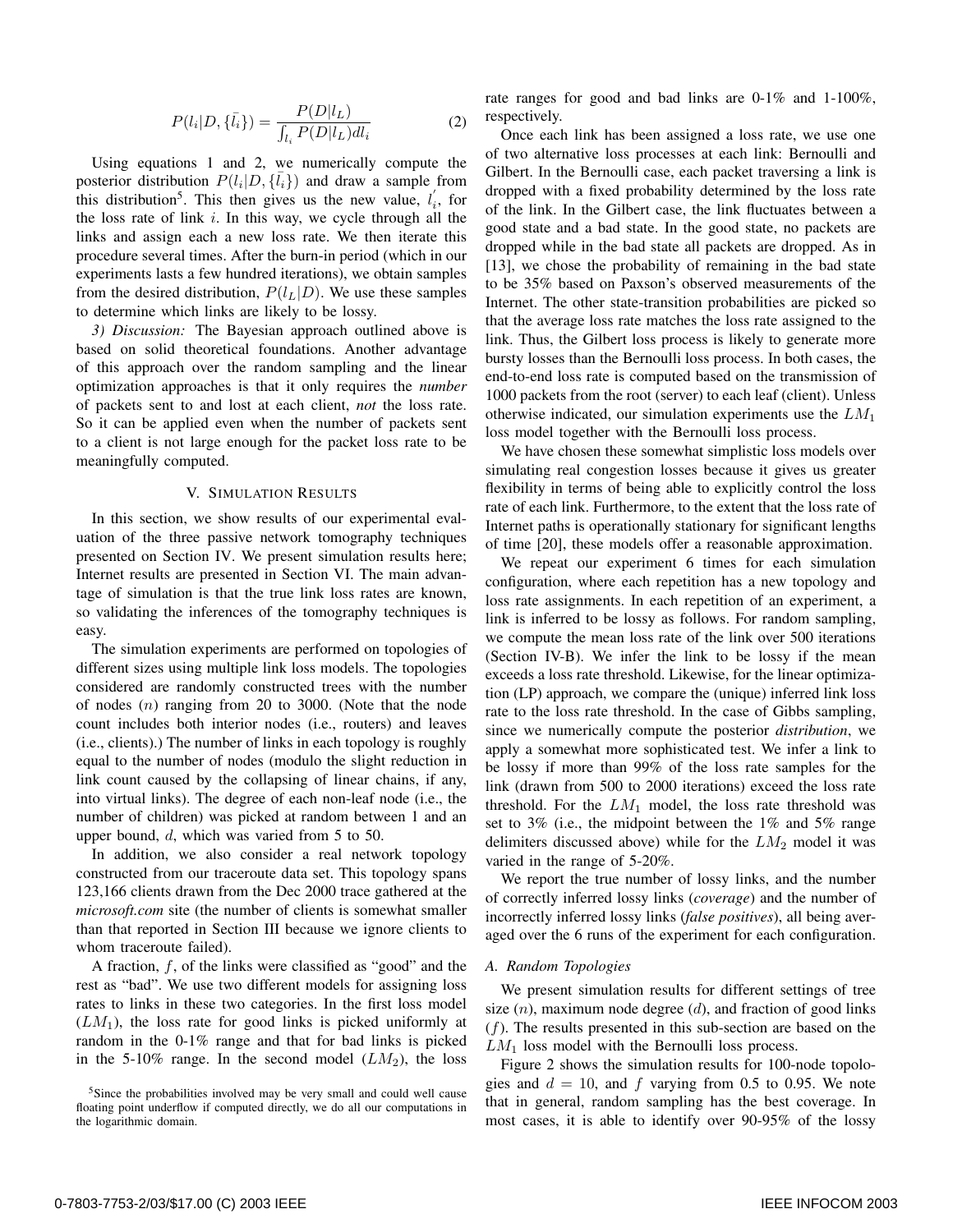$$P(l_i|D, \{\bar{l_i}\}) = \frac{P(D|l_L)}{\int_{l_i} P(D|l_L) dl_i} \quad (2)$$

Using equations 1 and 2, we numerically compute the posterior distribution $P(l_i|D, \{\bar{l_i}\})$ and draw a sample from this distribution[5]. This then gives us the new value, $l_i^{'}$, for the loss rate of link $i$. In this way, we cycle through all the links and assign each a new loss rate. We then iterate this procedure several times. After the burn-in period (which in our experiments lasts a few hundred iterations), we obtain samples from the desired distribution, $P(l_L|D)$. We use these samples to determine which links are likely to be lossy.

*3) Discussion:* The Bayesian approach outlined above is based on solid theoretical foundations. Another advantage of this approach over the random sampling and the linear optimization approaches is that it only requires the *number* of packets sent to and lost at each client, *not* the loss rate. So it can be applied even when the number of packets sent to a client is not large enough for the packet loss rate to be meaningfully computed.

## V. Simulation Results

In this section, we show results of our experimental evaluation of the three passive network tomography techniques presented on Section IV. We present simulation results here; Internet results are presented in Section VI. The main advantage of simulation is that the true link loss rates are known, so validating the inferences of the tomography techniques is easy.

The simulation experiments are performed on topologies of different sizes using multiple link loss models. The topologies considered are randomly constructed trees with the number of nodes ($n$) ranging from 20 to 3000. (Note that the node count includes both interior nodes (i.e., routers) and leaves (i.e., clients).) The number of links in each topology is roughly equal to the number of nodes (modulo the slight reduction in link count caused by the collapsing of linear chains, if any, into virtual links). The degree of each non-leaf node (i.e., the number of children) was picked at random between 1 and an upper bound, $d$, which was varied from 5 to 50.

In addition, we also consider a real network topology constructed from our traceroute data set. This topology spans 123,166 clients drawn from the Dec 2000 trace gathered at the *microsoft.com* site (the number of clients is somewhat smaller than that reported in Section III because we ignore clients to whom traceroute failed).

A fraction, $f$, of the links were classified as "good" and the rest as "bad". We use two different models for assigning loss rates to links in these two categories. In the first loss model ($LM_1$), the loss rate for good links is picked uniformly at random in the 0-1% range and that for bad links is picked in the 5-10% range. In the second model ($LM_2$), the loss rate ranges for good and bad links are 0-1% and 1-100%, respectively.

Once each link has been assigned a loss rate, we use one of two alternative loss processes at each link: Bernoulli and Gilbert. In the Bernoulli case, each packet traversing a link is dropped with a fixed probability determined by the loss rate of the link. In the Gilbert case, the link fluctuates between a good state and a bad state. In the good state, no packets are dropped while in the bad state all packets are dropped. As in [13], we chose the probability of remaining in the bad state to be 35% based on Paxson's observed measurements of the Internet. The other state-transition probabilities are picked so that the average loss rate matches the loss rate assigned to the link. Thus, the Gilbert loss process is likely to generate more bursty losses than the Bernoulli loss process. In both cases, the end-to-end loss rate is computed based on the transmission of 1000 packets from the root (server) to each leaf (client). Unless otherwise indicated, our simulation experiments use the $LM_1$ loss model together with the Bernoulli loss process.

We have chosen these somewhat simplistic loss models over simulating real congestion losses because it gives us greater flexibility in terms of being able to explicitly control the loss rate of each link. Furthermore, to the extent that the loss rate of Internet paths is operationally stationary for significant lengths of time [20], these models offer a reasonable approximation.

We repeat our experiment 6 times for each simulation configuration, where each repetition has a new topology and loss rate assignments. In each repetition of an experiment, a link is inferred to be lossy as follows. For random sampling, we compute the mean loss rate of the link over 500 iterations (Section IV-B). We infer the link to be lossy if the mean exceeds a loss rate threshold. Likewise, for the linear optimization (LP) approach, we compare the (unique) inferred link loss rate to the loss rate threshold. In the case of Gibbs sampling, since we numerically compute the posterior *distribution*, we apply a somewhat more sophisticated test. We infer a link to be lossy if more than 99% of the loss rate samples for the link (drawn from 500 to 2000 iterations) exceed the loss rate threshold. For the $LM_1$ model, the loss rate threshold was set to 3% (i.e., the midpoint between the 1% and 5% range delimiters discussed above) while for the $LM_2$ model it was varied in the range of 5-20%.

We report the true number of lossy links, and the number of correctly inferred lossy links (*coverage*) and the number of incorrectly inferred lossy links (*false positives*), all being averaged over the 6 runs of the experiment for each configuration.

### A. Random Topologies

We present simulation results for different settings of tree size ($n$), maximum node degree ($d$), and fraction of good links ($f$). The results presented in this sub-section are based on the $LM_1$ loss model with the Bernoulli loss process.

Figure 2 shows the simulation results for 100-node topologies and $d = 10$, and $f$ varying from 0.5 to 0.95. We note that in general, random sampling has the best coverage. In most cases, it is able to identify over 90-95% of the lossy

[5]Since the probabilities involved may be very small and could well cause floating point underflow if computed directly, we do all our computations in the logarithmic domain.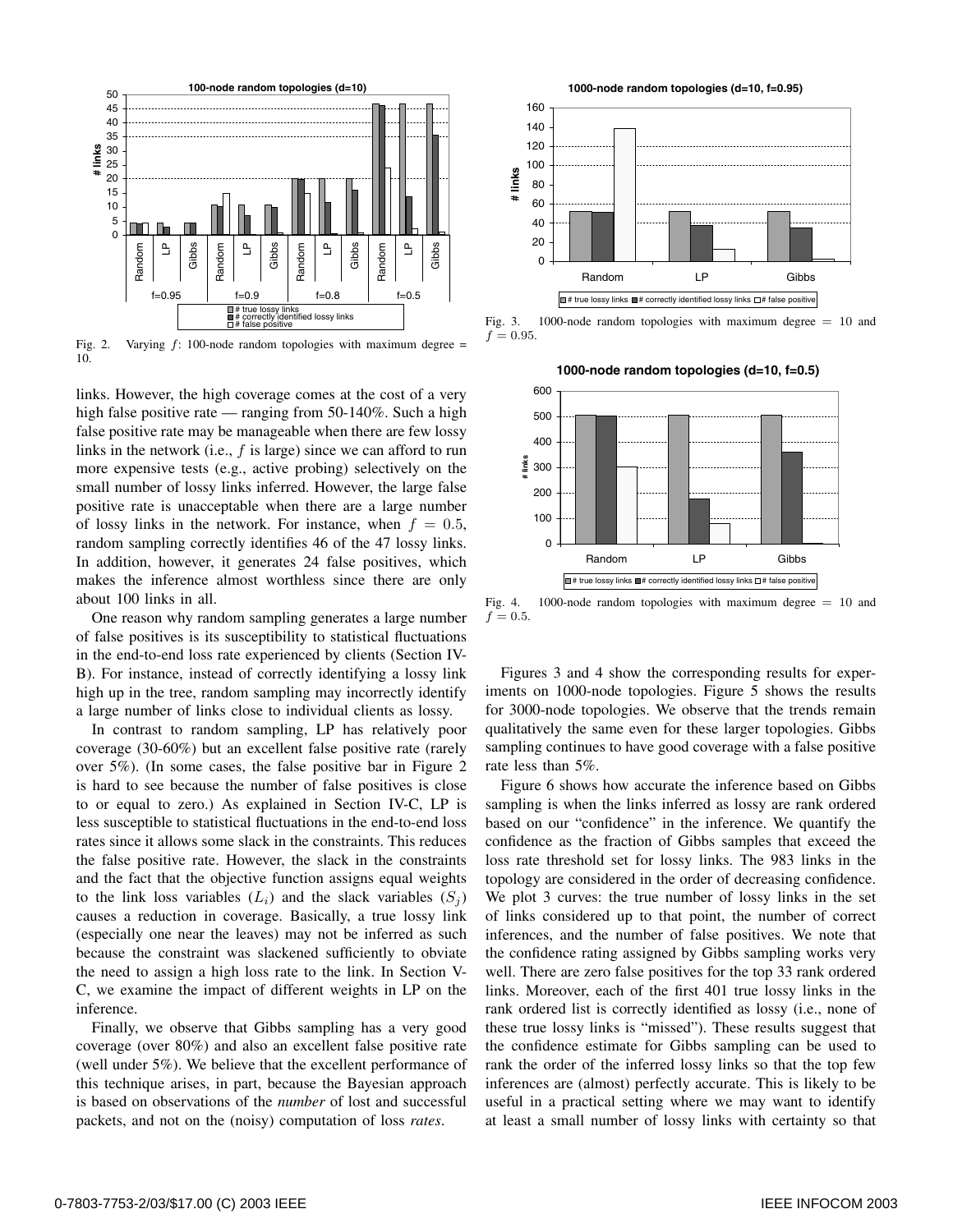Fig. 2. Varying $f$: 100-node random topologies with maximum degree = 10.

links. However, the high coverage comes at the cost of a very high false positive rate — ranging from 50-140%. Such a high false positive rate may be manageable when there are few lossy links in the network (i.e., $f$ is large) since we can afford to run more expensive tests (e.g., active probing) selectively on the small number of lossy links inferred. However, the large false positive rate is unacceptable when there are a large number of lossy links in the network. For instance, when $f = 0.5$, random sampling correctly identifies 46 of the 47 lossy links. In addition, however, it generates 24 false positives, which makes the inference almost worthless since there are only about 100 links in all.

One reason why random sampling generates a large number of false positives is its susceptibility to statistical fluctuations in the end-to-end loss rate experienced by clients (Section IV-B). For instance, instead of correctly identifying a lossy link high up in the tree, random sampling may incorrectly identify a large number of links close to individual clients as lossy.

In contrast to random sampling, LP has relatively poor coverage (30-60%) but an excellent false positive rate (rarely over 5%). (In some cases, the false positive bar in Figure 2 is hard to see because the number of false positives is close to or equal to zero.) As explained in Section IV-C, LP is less susceptible to statistical fluctuations in the end-to-end loss rates since it allows some slack in the constraints. This reduces the false positive rate. However, the slack in the constraints and the fact that the objective function assigns equal weights to the link loss variables ($L_i$) and the slack variables ($S_j$) causes a reduction in coverage. Basically, a true lossy link (especially one near the leaves) may not be inferred as such because the constraint was slackened sufficiently to obviate the need to assign a high loss rate to the link. In Section V-C, we examine the impact of different weights in LP on the inference.

Finally, we observe that Gibbs sampling has a very good coverage (over 80%) and also an excellent false positive rate (well under 5%). We believe that the excellent performance of this technique arises, in part, because the Bayesian approach is based on observations of the *number* of lost and successful packets, and not on the (noisy) computation of loss *rates*.

Fig. 3. 1000-node random topologies with maximum degree = 10 and $f = 0.95$.

Fig. 4. 1000-node random topologies with maximum degree = 10 and $f = 0.5$.

Figures 3 and 4 show the corresponding results for experiments on 1000-node topologies. Figure 5 shows the results for 3000-node topologies. We observe that the trends remain qualitatively the same even for these larger topologies. Gibbs sampling continues to have good coverage with a false positive rate less than 5%.

Figure 6 shows how accurate the inference based on Gibbs sampling is when the links inferred as lossy are rank ordered based on our "confidence" in the inference. We quantify the confidence as the fraction of Gibbs samples that exceed the loss rate threshold set for lossy links. The 983 links in the topology are considered in the order of decreasing confidence. We plot 3 curves: the true number of lossy links in the set of links considered up to that point, the number of correct inferences, and the number of false positives. We note that the confidence rating assigned by Gibbs sampling works very well. There are zero false positives for the top 33 rank ordered links. Moreover, each of the first 401 true lossy links in the rank ordered list is correctly identified as lossy (i.e., none of these true lossy links is "missed"). These results suggest that the confidence estimate for Gibbs sampling can be used to rank the order of the inferred lossy links so that the top few inferences are (almost) perfectly accurate. This is likely to be useful in a practical setting where we may want to identify at least a small number of lossy links with certainty so that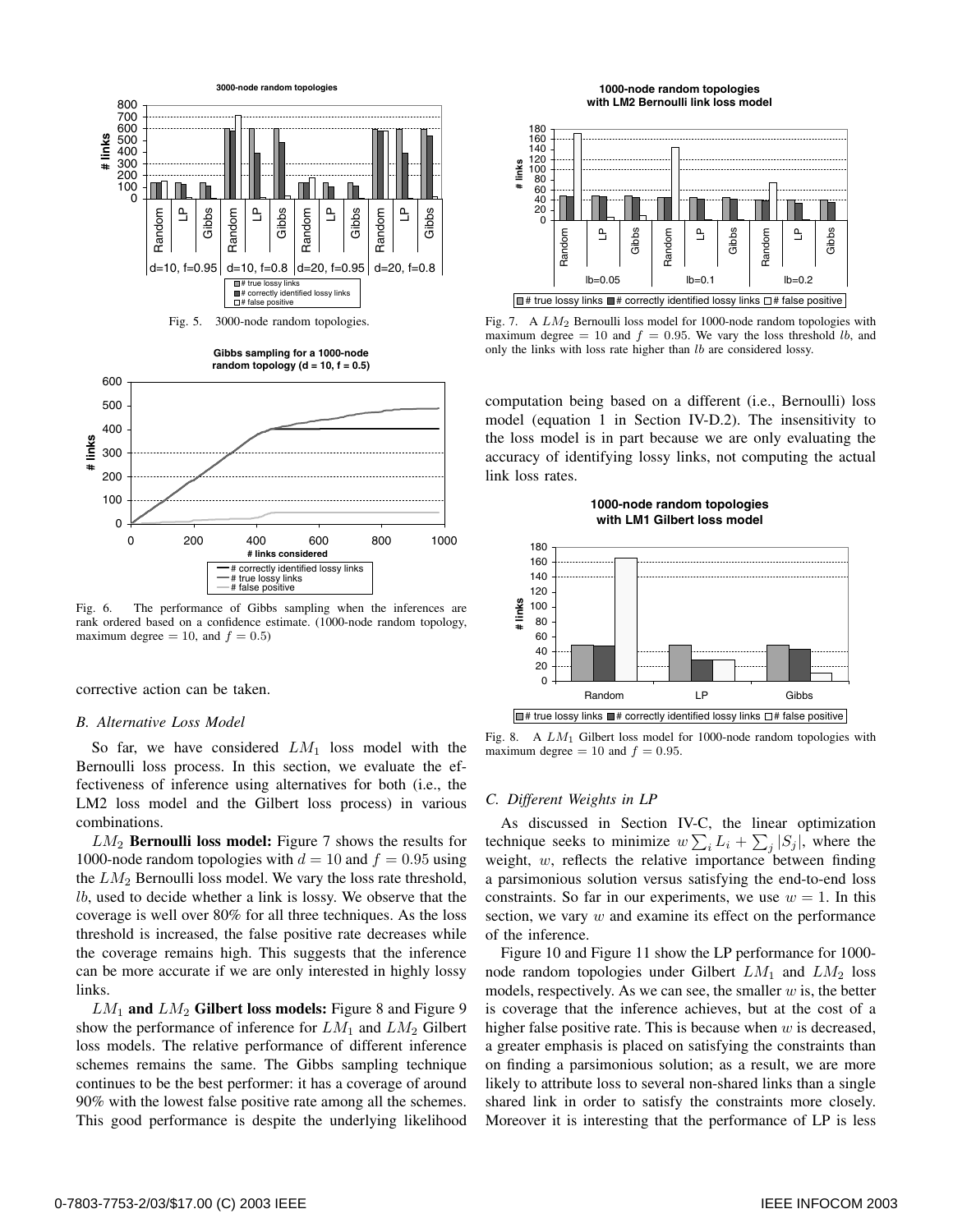Fig. 5. 3000-node random topologies.

Fig. 6. The performance of Gibbs sampling when the inferences are rank ordered based on a confidence estimate. (1000-node random topology, maximum degree = 10, and $f = 0.5$)

corrective action can be taken.

### B. Alternative Loss Model

So far, we have considered $LM_1$ loss model with the Bernoulli loss process. In this section, we evaluate the effectiveness of inference using alternatives for both (i.e., the LM2 loss model and the Gilbert loss process) in various combinations.

$LM_2$ **Bernoulli loss model:** Figure 7 shows the results for 1000-node random topologies with $d = 10$ and $f = 0.95$ using the $LM_2$ Bernoulli loss model. We vary the loss rate threshold, $lb$, used to decide whether a link is lossy. We observe that the coverage is well over 80% for all three techniques. As the loss threshold is increased, the false positive rate decreases while the coverage remains high. This suggests that the inference can be more accurate if we are only interested in highly lossy links.

$LM_1$ **and** $LM_2$ **Gilbert loss models:** Figure 8 and Figure 9 show the performance of inference for $LM_1$ and $LM_2$ Gilbert loss models. The relative performance of different inference schemes remains the same. The Gibbs sampling technique continues to be the best performer: it has a coverage of around 90% with the lowest false positive rate among all the schemes. This good performance is despite the underlying likelihood computation being based on a different (i.e., Bernoulli) loss model (equation 1 in Section IV-D.2). The insensitivity to the loss model is in part because we are only evaluating the accuracy of identifying lossy links, not computing the actual link loss rates.

Fig. 7. A $LM_2$ Bernoulli loss model for 1000-node random topologies with maximum degree = 10 and $f = 0.95$. We vary the loss threshold $lb$, and only the links with loss rate higher than $lb$ are considered lossy.

Fig. 8. A $LM_1$ Gilbert loss model for 1000-node random topologies with maximum degree = 10 and $f = 0.95$.

### C. Different Weights in LP

As discussed in Section IV-C, the linear optimization technique seeks to minimize $w \sum_i L_i + \sum_j |S_j|$, where the weight, $w$, reflects the relative importance between finding a parsimonious solution versus satisfying the end-to-end loss constraints. So far in our experiments, we use $w = 1$. In this section, we vary $w$ and examine its effect on the performance of the inference.

Figure 10 and Figure 11 show the LP performance for 1000-node random topologies under Gilbert $LM_1$ and $LM_2$ loss models, respectively. As we can see, the smaller $w$ is, the better is coverage that the inference achieves, but at the cost of a higher false positive rate. This is because when $w$ is decreased, a greater emphasis is placed on satisfying the constraints than on finding a parsimonious solution; as a result, we are more likely to attribute loss to several non-shared links than a single shared link in order to satisfy the constraints more closely. Moreover it is interesting that the performance of LP is less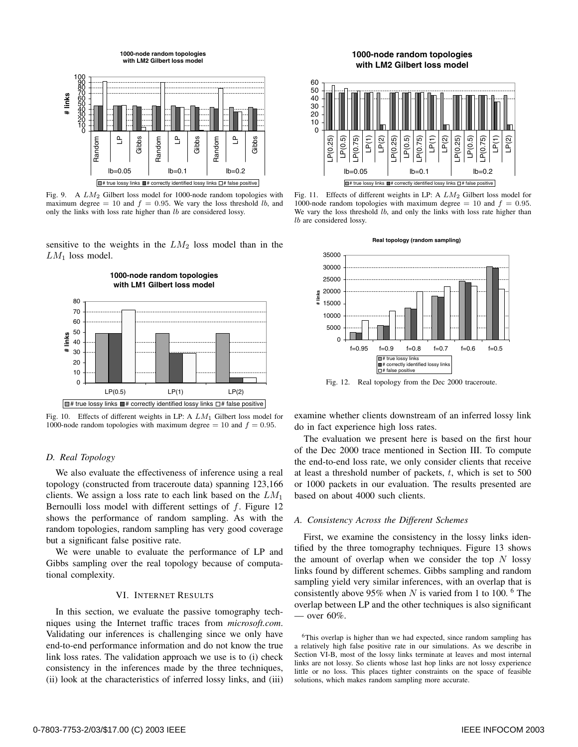Fig. 9. A $LM_2$ Gilbert loss model for 1000-node random topologies with maximum degree = 10 and $f = 0.95$. We vary the loss threshold $lb$, and only the links with loss rate higher than $lb$ are considered lossy.

sensitive to the weights in the $LM_2$ loss model than in the $LM_1$ loss model.

Fig. 10. Effects of different weights in LP: A $LM_1$ Gilbert loss model for 1000-node random topologies with maximum degree = 10 and $f = 0.95$.

### D. Real Topology

We also evaluate the effectiveness of inference using a real topology (constructed from traceroute data) spanning 123,166 clients. We assign a loss rate to each link based on the $LM_1$ Bernoulli loss model with different settings of $f$. Figure 12 shows the performance of random sampling. As with the random topologies, random sampling has very good coverage but a significant false positive rate.

We were unable to evaluate the performance of LP and Gibbs sampling over the real topology because of computational complexity.

## VI. INTERNET RESULTS

In this section, we evaluate the passive tomography techniques using the Internet traffic traces from *microsoft.com*. Validating our inferences is challenging since we only have end-to-end performance information and do not know the true link loss rates. The validation approach we use is to (i) check consistency in the inferences made by the three techniques, (ii) look at the characteristics of inferred lossy links, and (iii) examine whether clients downstream of an inferred lossy link do in fact experience high loss rates.

Fig. 11. Effects of different weights in LP: A $LM_2$ Gilbert loss model for 1000-node random topologies with maximum degree = 10 and $f = 0.95$. We vary the loss threshold $lb$, and only the links with loss rate higher than $lb$ are considered lossy.

Fig. 12. Real topology from the Dec 2000 traceroute.

The evaluation we present here is based on the first hour of the Dec 2000 trace mentioned in Section III. To compute the end-to-end loss rate, we only consider clients that receive at least a threshold number of packets, $t$, which is set to 500 or 1000 packets in our evaluation. The results presented are based on about 4000 such clients.

### A. Consistency Across the Different Schemes

First, we examine the consistency in the lossy links identified by the three tomography techniques. Figure 13 shows the amount of overlap when we consider the top $N$ lossy links found by different schemes. Gibbs sampling and random sampling yield very similar inferences, with an overlap that is consistently above 95% when $N$ is varied from 1 to 100. [6] The overlap between LP and the other techniques is also significant — over 60%.

[6] This overlap is higher than we had expected, since random sampling has a relatively high false positive rate in our simulations. As we describe in Section VI-B, most of the lossy links terminate at leaves and most internal links are not lossy. So clients whose last hop links are not lossy experience little or no loss. This places tighter constraints on the space of feasible solutions, which makes random sampling more accurate.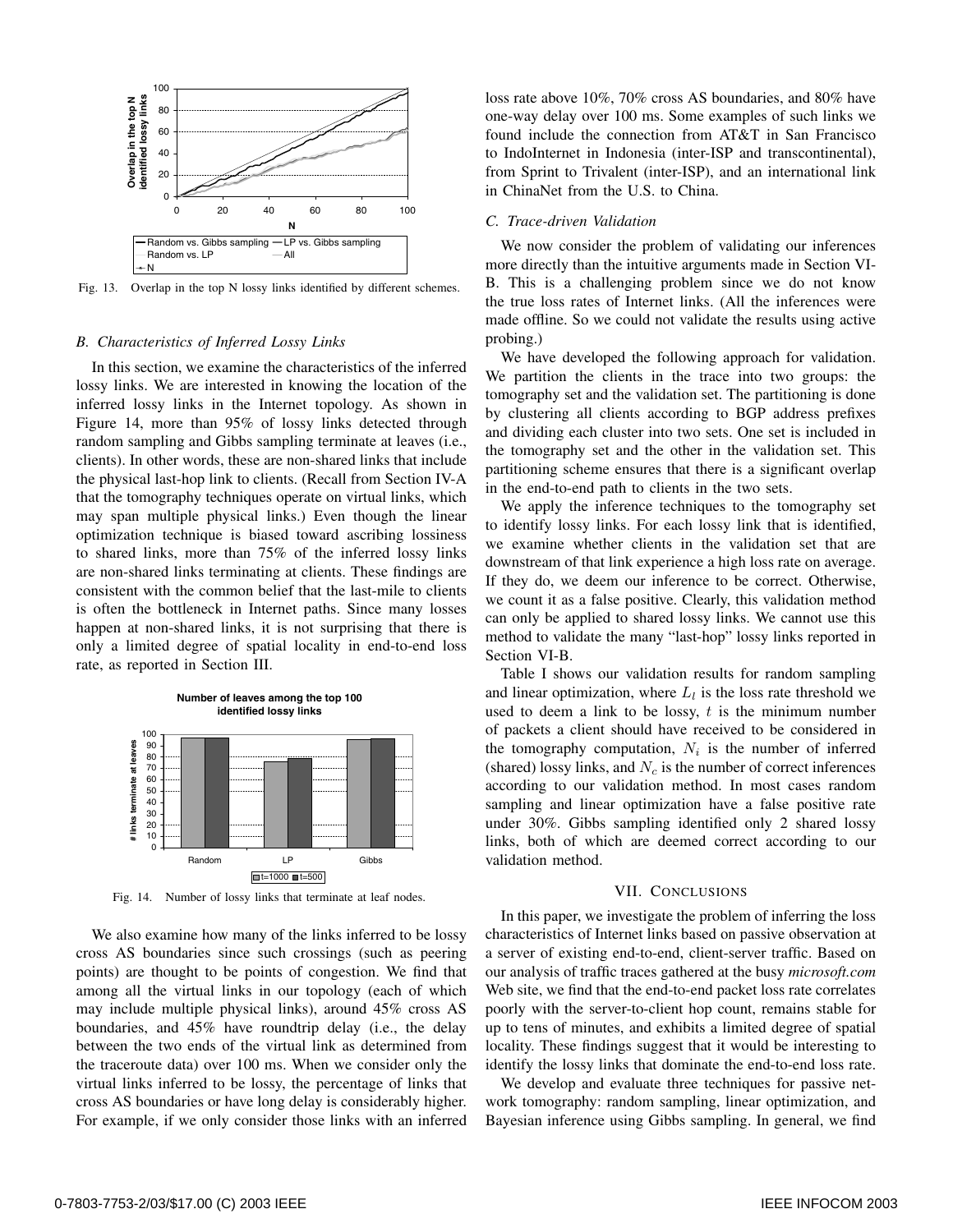Fig. 13. Overlap in the top N lossy links identified by different schemes.

### B. Characteristics of Inferred Lossy Links

In this section, we examine the characteristics of the inferred lossy links. We are interested in knowing the location of the inferred lossy links in the Internet topology. As shown in Figure 14, more than 95% of lossy links detected through random sampling and Gibbs sampling terminate at leaves (i.e., clients). In other words, these are non-shared links that include the physical last-hop link to clients. (Recall from Section IV-A that the tomography techniques operate on virtual links, which may span multiple physical links.) Even though the linear optimization technique is biased toward ascribing lossiness to shared links, more than 75% of the inferred lossy links are non-shared links terminating at clients. These findings are consistent with the common belief that the last-mile to clients is often the bottleneck in Internet paths. Since many losses happen at non-shared links, it is not surprising that there is only a limited degree of spatial locality in end-to-end loss rate, as reported in Section III.

Fig. 14. Number of lossy links that terminate at leaf nodes.

We also examine how many of the links inferred to be lossy cross AS boundaries since such crossings (such as peering points) are thought to be points of congestion. We find that among all the virtual links in our topology (each of which may include multiple physical links), around 45% cross AS boundaries, and 45% have roundtrip delay (i.e., the delay between the two ends of the virtual link as determined from the traceroute data) over 100 ms. When we consider only the virtual links inferred to be lossy, the percentage of links that cross AS boundaries or have long delay is considerably higher. For example, if we only consider those links with an inferred loss rate above 10%, 70% cross AS boundaries, and 80% have one-way delay over 100 ms. Some examples of such links we found include the connection from AT&T in San Francisco to IndoInternet in Indonesia (inter-ISP and transcontinental), from Sprint to Trivalent (inter-ISP), and an international link in ChinaNet from the U.S. to China.

### C. Trace-driven Validation

We now consider the problem of validating our inferences more directly than the intuitive arguments made in Section VI-B. This is a challenging problem since we do not know the true loss rates of Internet links. (All the inferences were made offline. So we could not validate the results using active probing.)

We have developed the following approach for validation. We partition the clients in the trace into two groups: the tomography set and the validation set. The partitioning is done by clustering all clients according to BGP address prefixes and dividing each cluster into two sets. One set is included in the tomography set and the other in the validation set. This partitioning scheme ensures that there is a significant overlap in the end-to-end path to clients in the two sets.

We apply the inference techniques to the tomography set to identify lossy links. For each lossy link that is identified, we examine whether clients in the validation set that are downstream of that link experience a high loss rate on average. If they do, we deem our inference to be correct. Otherwise, we count it as a false positive. Clearly, this validation method can only be applied to shared lossy links. We cannot use this method to validate the many "last-hop" lossy links reported in Section VI-B.

Table I shows our validation results for random sampling and linear optimization, where $L_l$ is the loss rate threshold we used to deem a link to be lossy, $t$ is the minimum number of packets a client should have received to be considered in the tomography computation, $N_i$ is the number of inferred (shared) lossy links, and $N_c$ is the number of correct inferences according to our validation method. In most cases random sampling and linear optimization have a false positive rate under 30%. Gibbs sampling identified only 2 shared lossy links, both of which are deemed correct according to our validation method.

## VII. Conclusions

In this paper, we investigate the problem of inferring the loss characteristics of Internet links based on passive observation at a server of existing end-to-end, client-server traffic. Based on our analysis of traffic traces gathered at the busy *microsoft.com* Web site, we find that the end-to-end packet loss rate correlates poorly with the server-to-client hop count, remains stable for up to tens of minutes, and exhibits a limited degree of spatial locality. These findings suggest that it would be interesting to identify the lossy links that dominate the end-to-end loss rate.

We develop and evaluate three techniques for passive network tomography: random sampling, linear optimization, and Bayesian inference using Gibbs sampling. In general, we find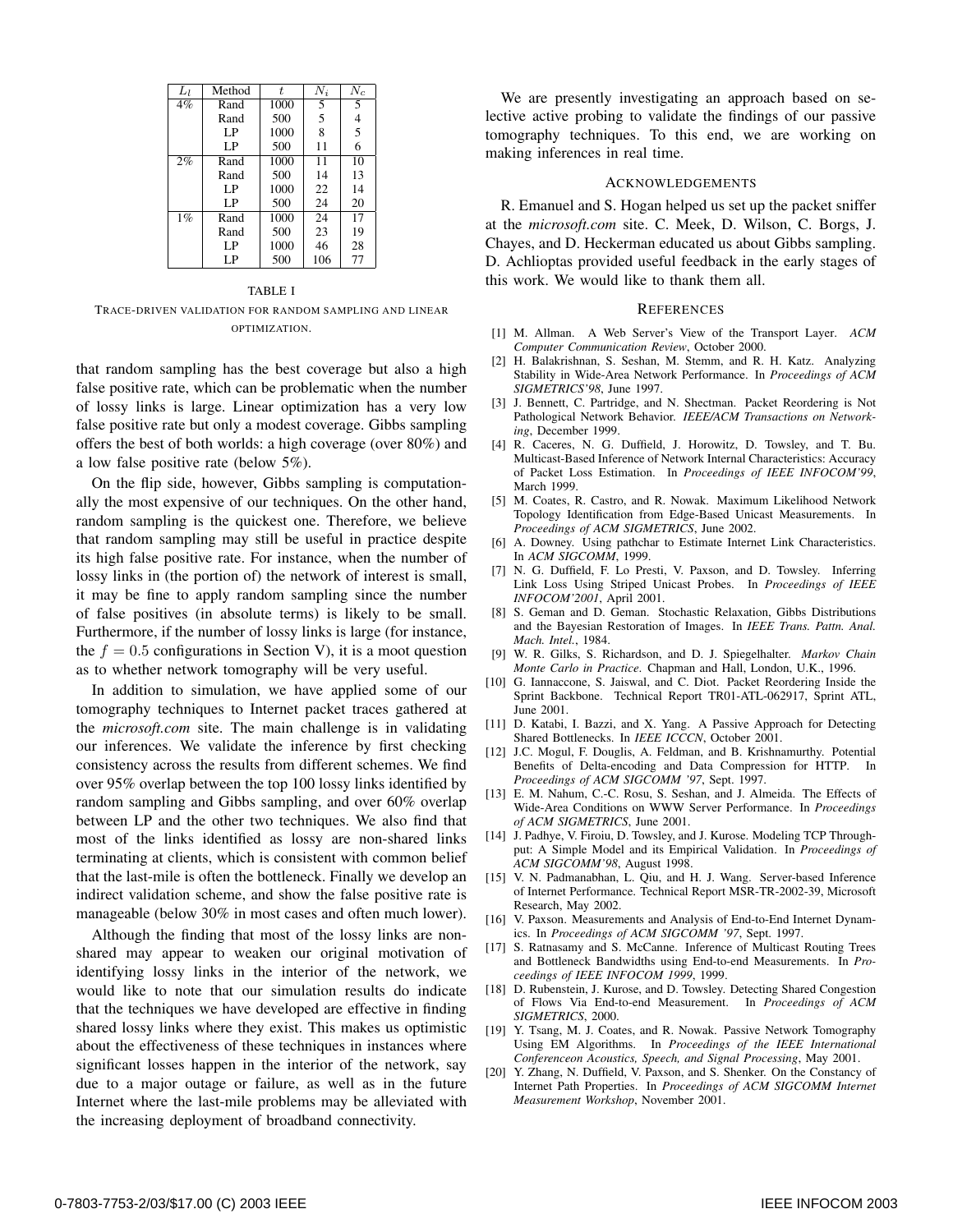| $L_l$ | Method | $t$ | $N_i$ | $N_c$ |
|---|---|---|---|---|
| 4% | Rand | 1000 | 5 | 5 |
| | Rand | 500 | 5 | 4 |
| | LP | 1000 | 8 | 5 |
| | LP | 500 | 11 | 6 |
| 2% | Rand | 1000 | 11 | 10 |
| | Rand | 500 | 14 | 13 |
| | LP | 1000 | 22 | 14 |
| | LP | 500 | 24 | 20 |
| 1% | Rand | 1000 | 24 | 17 |
| | Rand | 500 | 23 | 19 |
| | LP | 1000 | 46 | 28 |
| | LP | 500 | 106 | 77 |

TABLE I

TRACE-DRIVEN VALIDATION FOR RANDOM SAMPLING AND LINEAR OPTIMIZATION.

that random sampling has the best coverage but also a high false positive rate, which can be problematic when the number of lossy links is large. Linear optimization has a very low false positive rate but only a modest coverage. Gibbs sampling offers the best of both worlds: a high coverage (over 80%) and a low false positive rate (below 5%).

On the flip side, however, Gibbs sampling is computationally the most expensive of our techniques. On the other hand, random sampling is the quickest one. Therefore, we believe that random sampling may still be useful in practice despite its high false positive rate. For instance, when the number of lossy links in (the portion of) the network of interest is small, it may be fine to apply random sampling since the number of false positives (in absolute terms) is likely to be small. Furthermore, if the number of lossy links is large (for instance, the $f = 0.5$ configurations in Section V), it is a moot question as to whether network tomography will be very useful.

In addition to simulation, we have applied some of our tomography techniques to Internet packet traces gathered at the *microsoft.com* site. The main challenge is in validating our inferences. We validate the inference by first checking consistency across the results from different schemes. We find over 95% overlap between the top 100 lossy links identified by random sampling and Gibbs sampling, and over 60% overlap between LP and the other two techniques. We also find that most of the links identified as lossy are non-shared links terminating at clients, which is consistent with common belief that the last-mile is often the bottleneck. Finally we develop an indirect validation scheme, and show the false positive rate is manageable (below 30% in most cases and often much lower).

Although the finding that most of the lossy links are non-shared may appear to weaken our original motivation of identifying lossy links in the interior of the network, we would like to note that our simulation results do indicate that the techniques we have developed are effective in finding shared lossy links where they exist. This makes us optimistic about the effectiveness of these techniques in instances where significant losses happen in the interior of the network, say due to a major outage or failure, as well as in the future Internet where the last-mile problems may be alleviated with the increasing deployment of broadband connectivity.

We are presently investigating an approach based on selective active probing to validate the findings of our passive tomography techniques. To this end, we are working on making inferences in real time.

## ACKNOWLEDGEMENTS

R. Emanuel and S. Hogan helped us set up the packet sniffer at the *microsoft.com* site. C. Meek, D. Wilson, C. Borgs, J. Chayes, and D. Heckerman educated us about Gibbs sampling. D. Achlioptas provided useful feedback in the early stages of this work. We would like to thank them all.

## REFERENCES

[1] M. Allman. A Web Server's View of the Transport Layer. *ACM Computer Communication Review*, October 2000.

[2] H. Balakrishnan, S. Seshan, M. Stemm, and R. H. Katz. Analyzing Stability in Wide-Area Network Performance. In *Proceedings of ACM SIGMETRICS'98*, June 1997.

[3] J. Bennett, C. Partridge, and N. Shectman. Packet Reordering is Not Pathological Network Behavior. *IEEE/ACM Transactions on Networking*, December 1999.

[4] R. Caceres, N. G. Duffield, J. Horowitz, D. Towsley, and T. Bu. Multicast-Based Inference of Network Internal Characteristics: Accuracy of Packet Loss Estimation. In *Proceedings of IEEE INFOCOM'99*, March 1999.

[5] M. Coates, R. Castro, and R. Nowak. Maximum Likelihood Network Topology Identification from Edge-Based Unicast Measurements. In *Proceedings of ACM SIGMETRICS*, June 2002.

[6] A. Downey. Using pathchar to Estimate Internet Link Characteristics. In *ACM SIGCOMM*, 1999.

[7] N. G. Duffield, F. Lo Presti, V. Paxson, and D. Towsley. Inferring Link Loss Using Striped Unicast Probes. In *Proceedings of IEEE INFOCOM'2001*, April 2001.

[8] S. Geman and D. Geman. Stochastic Relaxation, Gibbs Distributions and the Bayesian Restoration of Images. In *IEEE Trans. Pattn. Anal. Mach. Intel.*, 1984.

[9] W. R. Gilks, S. Richardson, and D. J. Spiegelhalter. *Markov Chain Monte Carlo in Practice*. Chapman and Hall, London, U.K., 1996.

[10] G. Iannaccone, S. Jaiswal, and C. Diot. Packet Reordering Inside the Sprint Backbone. Technical Report TR01-ATL-062917, Sprint ATL, June 2001.

[11] D. Katabi, I. Bazzi, and X. Yang. A Passive Approach for Detecting Shared Bottlenecks. In *IEEE ICCCN*, October 2001.

[12] J.C. Mogul, F. Douglis, A. Feldman, and B. Krishnamurthy. Potential Benefits of Delta-encoding and Data Compression for HTTP. In *Proceedings of ACM SIGCOMM '97*, Sept. 1997.

[13] E. M. Nahum, C.-C. Rosu, S. Seshan, and J. Almeida. The Effects of Wide-Area Conditions on WWW Server Performance. In *Proceedings of ACM SIGMETRICS*, June 2001.

[14] J. Padhye, V. Firoiu, D. Towsley, and J. Kurose. Modeling TCP Throughput: A Simple Model and its Empirical Validation. In *Proceedings of ACM SIGCOMM'98*, August 1998.

[15] V. N. Padmanabhan, L. Qiu, and H. J. Wang. Server-based Inference of Internet Performance. Technical Report MSR-TR-2002-39, Microsoft Research, May 2002.

[16] V. Paxson. Measurements and Analysis of End-to-End Internet Dynamics. In *Proceedings of ACM SIGCOMM '97*, Sept. 1997.

[17] S. Ratnasamy and S. McCanne. Inference of Multicast Routing Trees and Bottleneck Bandwidths using End-to-end Measurements. In *Proceedings of IEEE INFOCOM 1999*, 1999.

[18] D. Rubenstein, J. Kurose, and D. Towsley. Detecting Shared Congestion of Flows Via End-to-end Measurement. In *Proceedings of ACM SIGMETRICS*, 2000.

[19] Y. Tsang, M. J. Coates, and R. Nowak. Passive Network Tomography Using EM Algorithms. In *Proceedings of the IEEE International Conferenceon Acoustics, Speech, and Signal Processing*, May 2001.

[20] Y. Zhang, N. Duffield, V. Paxson, and S. Shenker. On the Constancy of Internet Path Properties. In *Proceedings of ACM SIGCOMM Internet Measurement Workshop*, November 2001.